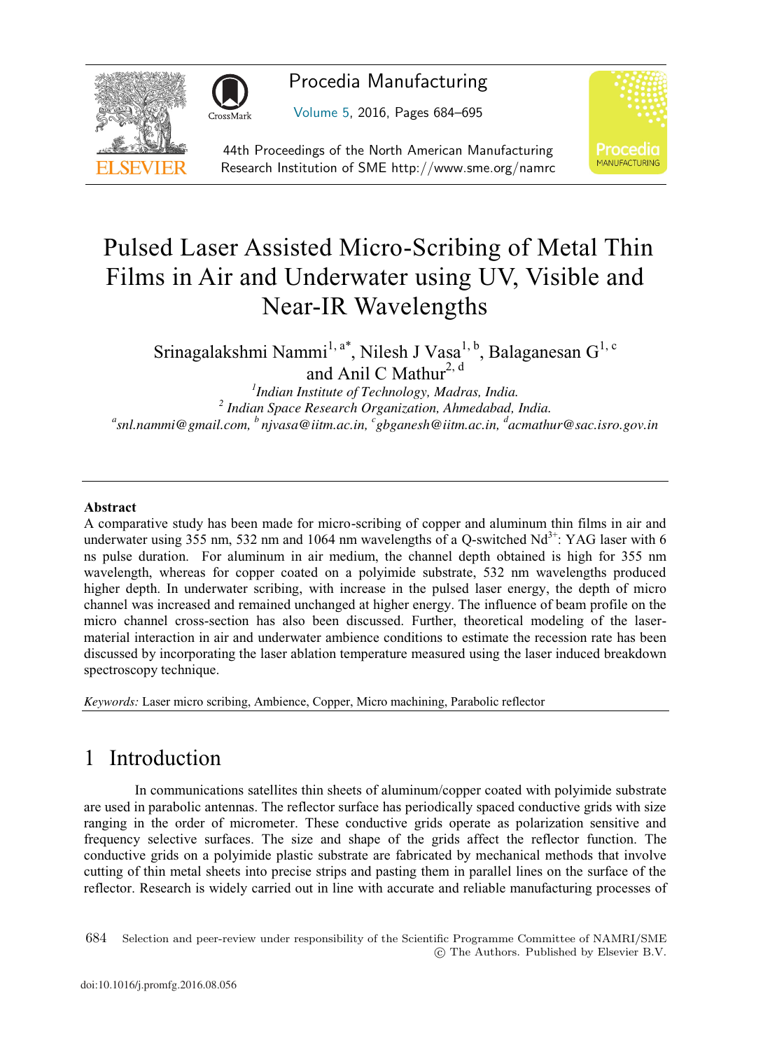# Pulsed Laser Assisted Micro-Scribing of Metal Thin Films in Air and Underwater using UV, Visible and Near-IR Wavelengths

Srinagalakshmi Nammi[1, a*], Nilesh J Vasa[1, b], Balaganesan G[1, c] and Anil C Mathur[2, d]

[1]*Indian Institute of Technology, Madras, India.*
[2] *Indian Space Research Organization, Ahmedabad, India.*
[a]*snl.nammi@gmail.com,* [b] *njvasa@iitm.ac.in,* [c]*gbganesh@iitm.ac.in,* [d]*acmathur@sac.isro.gov.in*

---

**Abstract**

A comparative study has been made for micro-scribing of copper and aluminum thin films in air and underwater using 355 nm, 532 nm and 1064 nm wavelengths of a Q-switched $Nd^{3+}$: YAG laser with 6 ns pulse duration. For aluminum in air medium, the channel depth obtained is high for 355 nm wavelength, whereas for copper coated on a polyimide substrate, 532 nm wavelengths produced higher depth. In underwater scribing, with increase in the pulsed laser energy, the depth of micro channel was increased and remained unchanged at higher energy. The influence of beam profile on the micro channel cross-section has also been discussed. Further, theoretical modeling of the laser-material interaction in air and underwater ambience conditions to estimate the recession rate has been discussed by incorporating the laser ablation temperature measured using the laser induced breakdown spectroscopy technique.

*Keywords:* Laser micro scribing, Ambience, Copper, Micro machining, Parabolic reflector

---

## 1 Introduction

In communications satellites thin sheets of aluminum/copper coated with polyimide substrate are used in parabolic antennas. The reflector surface has periodically spaced conductive grids with size ranging in the order of micrometer. These conductive grids operate as polarization sensitive and frequency selective surfaces. The size and shape of the grids affect the reflector function. The conductive grids on a polyimide plastic substrate are fabricated by mechanical methods that involve cutting of thin metal sheets into precise strips and pasting them in parallel lines on the surface of the reflector. Research is widely carried out in line with accurate and reliable manufacturing processes of

Selection and peer-review under responsibility of the Scientific Programme Committee of NAMRI/SME
© The Authors. Published by Elsevier B.V.

doi:10.1016/j.promfg.2016.08.056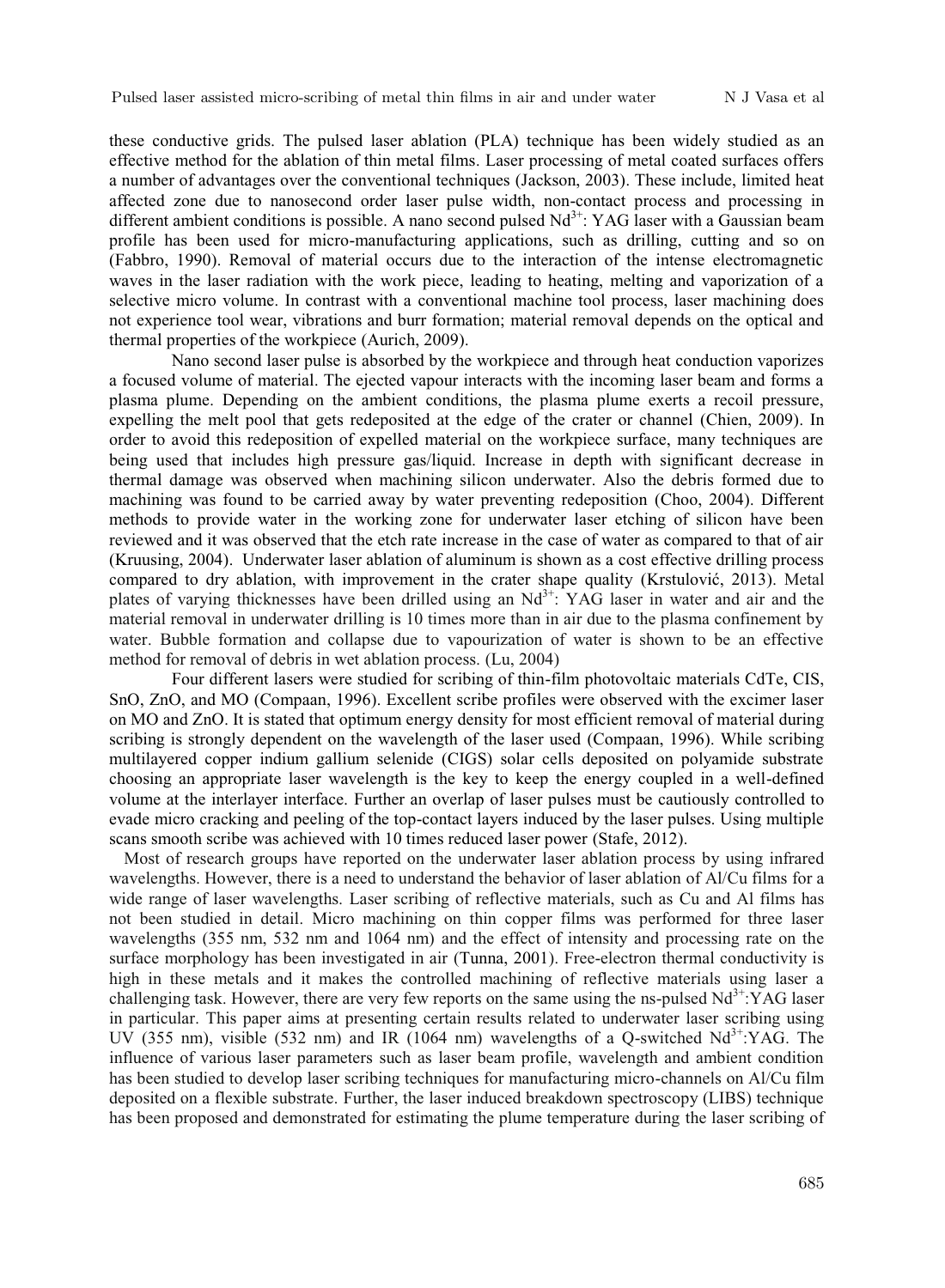these conductive grids. The pulsed laser ablation (PLA) technique has been widely studied as an effective method for the ablation of thin metal films. Laser processing of metal coated surfaces offers a number of advantages over the conventional techniques (Jackson, 2003). These include, limited heat affected zone due to nanosecond order laser pulse width, non-contact process and processing in different ambient conditions is possible. A nano second pulsed $Nd^{3+}$: YAG laser with a Gaussian beam profile has been used for micro-manufacturing applications, such as drilling, cutting and so on (Fabbro, 1990). Removal of material occurs due to the interaction of the intense electromagnetic waves in the laser radiation with the work piece, leading to heating, melting and vaporization of a selective micro volume. In contrast with a conventional machine tool process, laser machining does not experience tool wear, vibrations and burr formation; material removal depends on the optical and thermal properties of the workpiece (Aurich, 2009).

Nano second laser pulse is absorbed by the workpiece and through heat conduction vaporizes a focused volume of material. The ejected vapour interacts with the incoming laser beam and forms a plasma plume. Depending on the ambient conditions, the plasma plume exerts a recoil pressure, expelling the melt pool that gets redeposited at the edge of the crater or channel (Chien, 2009). In order to avoid this redeposition of expelled material on the workpiece surface, many techniques are being used that includes high pressure gas/liquid. Increase in depth with significant decrease in thermal damage was observed when machining silicon underwater. Also the debris formed due to machining was found to be carried away by water preventing redeposition (Choo, 2004). Different methods to provide water in the working zone for underwater laser etching of silicon have been reviewed and it was observed that the etch rate increase in the case of water as compared to that of air (Kruusing, 2004). Underwater laser ablation of aluminum is shown as a cost effective drilling process compared to dry ablation, with improvement in the crater shape quality (Krstulović, 2013). Metal plates of varying thicknesses have been drilled using an $Nd^{3+}$: YAG laser in water and air and the material removal in underwater drilling is 10 times more than in air due to the plasma confinement by water. Bubble formation and collapse due to vapourization of water is shown to be an effective method for removal of debris in wet ablation process. (Lu, 2004)

Four different lasers were studied for scribing of thin-film photovoltaic materials CdTe, CIS, SnO, ZnO, and MO (Compaan, 1996). Excellent scribe profiles were observed with the excimer laser on MO and ZnO. It is stated that optimum energy density for most efficient removal of material during scribing is strongly dependent on the wavelength of the laser used (Compaan, 1996). While scribing multilayered copper indium gallium selenide (CIGS) solar cells deposited on polyamide substrate choosing an appropriate laser wavelength is the key to keep the energy coupled in a well-defined volume at the interlayer interface. Further an overlap of laser pulses must be cautiously controlled to evade micro cracking and peeling of the top-contact layers induced by the laser pulses. Using multiple scans smooth scribe was achieved with 10 times reduced laser power (Stafe, 2012).

Most of research groups have reported on the underwater laser ablation process by using infrared wavelengths. However, there is a need to understand the behavior of laser ablation of Al/Cu films for a wide range of laser wavelengths. Laser scribing of reflective materials, such as Cu and Al films has not been studied in detail. Micro machining on thin copper films was performed for three laser wavelengths (355 nm, 532 nm and 1064 nm) and the effect of intensity and processing rate on the surface morphology has been investigated in air (Tunna, 2001). Free-electron thermal conductivity is high in these metals and it makes the controlled machining of reflective materials using laser a challenging task. However, there are very few reports on the same using the ns-pulsed $Nd^{3+}$:YAG laser in particular. This paper aims at presenting certain results related to underwater laser scribing using UV (355 nm), visible (532 nm) and IR (1064 nm) wavelengths of a Q-switched $Nd^{3+}$:YAG. The influence of various laser parameters such as laser beam profile, wavelength and ambient condition has been studied to develop laser scribing techniques for manufacturing micro-channels on Al/Cu film deposited on a flexible substrate. Further, the laser induced breakdown spectroscopy (LIBS) technique has been proposed and demonstrated for estimating the plume temperature during the laser scribing of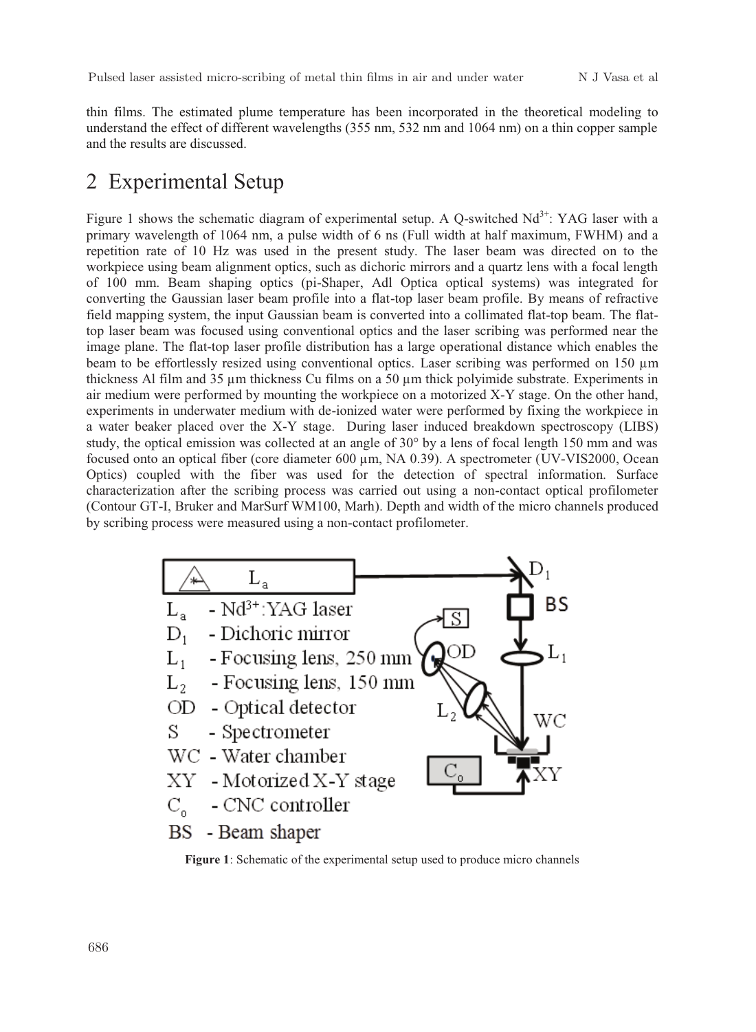thin films. The estimated plume temperature has been incorporated in the theoretical modeling to understand the effect of different wavelengths (355 nm, 532 nm and 1064 nm) on a thin copper sample and the results are discussed.

# 2 Experimental Setup

Figure 1 shows the schematic diagram of experimental setup. A Q-switched $Nd^{3+}$: YAG laser with a primary wavelength of 1064 nm, a pulse width of 6 ns (Full width at half maximum, FWHM) and a repetition rate of 10 Hz was used in the present study. The laser beam was directed on to the workpiece using beam alignment optics, such as dichoric mirrors and a quartz lens with a focal length of 100 mm. Beam shaping optics (pi-Shaper, Adl Optica optical systems) was integrated for converting the Gaussian laser beam profile into a flat-top laser beam profile. By means of refractive field mapping system, the input Gaussian beam is converted into a collimated flat-top beam. The flat-top laser beam was focused using conventional optics and the laser scribing was performed near the image plane. The flat-top laser profile distribution has a large operational distance which enables the beam to be effortlessly resized using conventional optics. Laser scribing was performed on 150 µm thickness Al film and 35 µm thickness Cu films on a 50 µm thick polyimide substrate. Experiments in air medium were performed by mounting the workpiece on a motorized X-Y stage. On the other hand, experiments in underwater medium with de-ionized water were performed by fixing the workpiece in a water beaker placed over the X-Y stage. During laser induced breakdown spectroscopy (LIBS) study, the optical emission was collected at an angle of 30° by a lens of focal length 150 mm and was focused onto an optical fiber (core diameter 600 µm, NA 0.39). A spectrometer (UV-VIS2000, Ocean Optics) coupled with the fiber was used for the detection of spectral information. Surface characterization after the scribing process was carried out using a non-contact optical profilometer (Contour GT-I, Bruker and MarSurf WM100, Marh). Depth and width of the micro channels produced by scribing process were measured using a non-contact profilometer.

$L_a$ - $Nd^{3+}$:YAG laser
$D_1$ - Dichoric mirror
$L_1$ - Focusing lens, 250 mm
$L_2$ - Focusing lens, 150 mm
OD - Optical detector
S - Spectrometer
WC - Water chamber
XY - Motorized X-Y stage
$C_o$ - CNC controller
BS - Beam shaper

**Figure 1**: Schematic of the experimental setup used to produce micro channels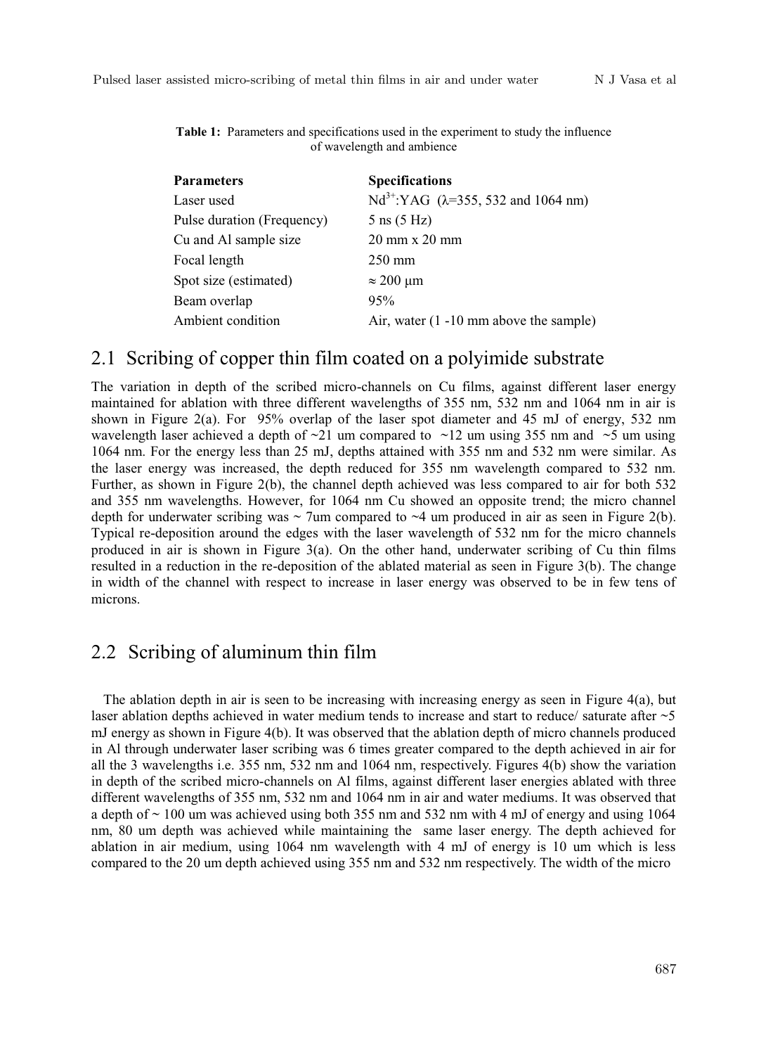**Table 1:** Parameters and specifications used in the experiment to study the influence of wavelength and ambience

| Parameters | Specifications |
|---|---|
| Laser used | $Nd^{3+}$:YAG (λ=355, 532 and 1064 nm) |
| Pulse duration (Frequency) | 5 ns (5 Hz) |
| Cu and Al sample size | 20 mm x 20 mm |
| Focal length | 250 mm |
| Spot size (estimated) | ≈ 200 μm |
| Beam overlap | 95% |
| Ambient condition | Air, water (1 -10 mm above the sample) |

## 2.1 Scribing of copper thin film coated on a polyimide substrate

The variation in depth of the scribed micro-channels on Cu films, against different laser energy maintained for ablation with three different wavelengths of 355 nm, 532 nm and 1064 nm in air is shown in Figure 2(a). For 95% overlap of the laser spot diameter and 45 mJ of energy, 532 nm wavelength laser achieved a depth of ~21 um compared to ~12 um using 355 nm and ~5 um using 1064 nm. For the energy less than 25 mJ, depths attained with 355 nm and 532 nm were similar. As the laser energy was increased, the depth reduced for 355 nm wavelength compared to 532 nm. Further, as shown in Figure 2(b), the channel depth achieved was less compared to air for both 532 and 355 nm wavelengths. However, for 1064 nm Cu showed an opposite trend; the micro channel depth for underwater scribing was ~ 7um compared to ~4 um produced in air as seen in Figure 2(b). Typical re-deposition around the edges with the laser wavelength of 532 nm for the micro channels produced in air is shown in Figure 3(a). On the other hand, underwater scribing of Cu thin films resulted in a reduction in the re-deposition of the ablated material as seen in Figure 3(b). The change in width of the channel with respect to increase in laser energy was observed to be in few tens of microns.

## 2.2 Scribing of aluminum thin film

The ablation depth in air is seen to be increasing with increasing energy as seen in Figure 4(a), but laser ablation depths achieved in water medium tends to increase and start to reduce/ saturate after ~5 mJ energy as shown in Figure 4(b). It was observed that the ablation depth of micro channels produced in Al through underwater laser scribing was 6 times greater compared to the depth achieved in air for all the 3 wavelengths i.e. 355 nm, 532 nm and 1064 nm, respectively. Figures 4(b) show the variation in depth of the scribed micro-channels on Al films, against different laser energies ablated with three different wavelengths of 355 nm, 532 nm and 1064 nm in air and water mediums. It was observed that a depth of ~ 100 um was achieved using both 355 nm and 532 nm with 4 mJ of energy and using 1064 nm, 80 um depth was achieved while maintaining the same laser energy. The depth achieved for ablation in air medium, using 1064 nm wavelength with 4 mJ of energy is 10 um which is less compared to the 20 um depth achieved using 355 nm and 532 nm respectively. The width of the micro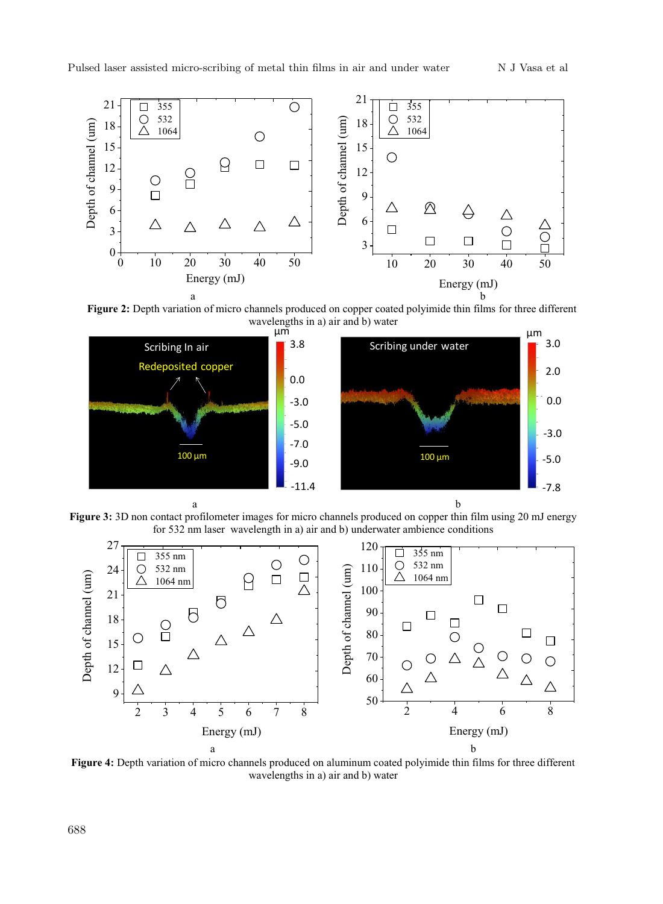**Figure 2:** Depth variation of micro channels produced on copper coated polyimide thin films for three different wavelengths in a) air and b) water

**Figure 3:** 3D non contact profilometer images for micro channels produced on copper thin film using 20 mJ energy for 532 nm laser wavelength in a) air and b) underwater ambience conditions

**Figure 4:** Depth variation of micro channels produced on aluminum coated polyimide thin films for three different wavelengths in a) air and b) water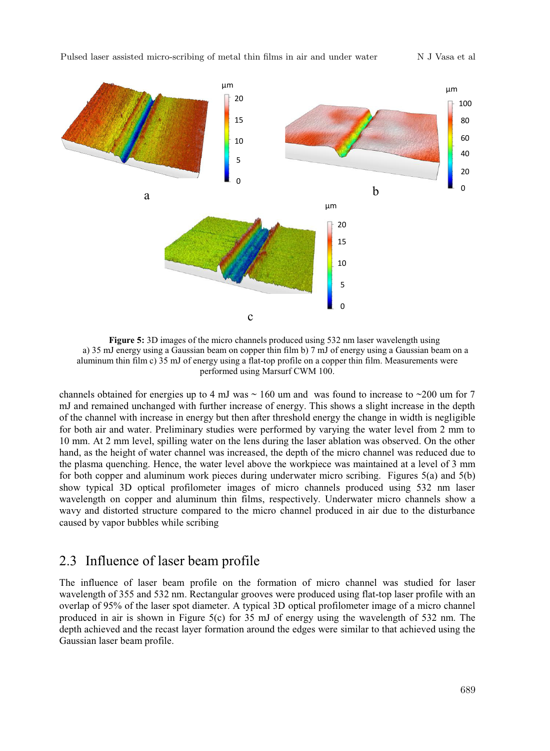**Figure 5:** 3D images of the micro channels produced using 532 nm laser wavelength using a) 35 mJ energy using a Gaussian beam on copper thin film b) 7 mJ of energy using a Gaussian beam on a aluminum thin film c) 35 mJ of energy using a flat-top profile on a copper thin film. Measurements were performed using Marsurf CWM 100.

channels obtained for energies up to 4 mJ was ~ 160 um and was found to increase to ~200 um for 7 mJ and remained unchanged with further increase of energy. This shows a slight increase in the depth of the channel with increase in energy but then after threshold energy the change in width is negligible for both air and water. Preliminary studies were performed by varying the water level from 2 mm to 10 mm. At 2 mm level, spilling water on the lens during the laser ablation was observed. On the other hand, as the height of water channel was increased, the depth of the micro channel was reduced due to the plasma quenching. Hence, the water level above the workpiece was maintained at a level of 3 mm for both copper and aluminum work pieces during underwater micro scribing. Figures 5(a) and 5(b) show typical 3D optical profilometer images of micro channels produced using 532 nm laser wavelength on copper and aluminum thin films, respectively. Underwater micro channels show a wavy and distorted structure compared to the micro channel produced in air due to the disturbance caused by vapor bubbles while scribing

## 2.3 Influence of laser beam profile

The influence of laser beam profile on the formation of micro channel was studied for laser wavelength of 355 and 532 nm. Rectangular grooves were produced using flat-top laser profile with an overlap of 95% of the laser spot diameter. A typical 3D optical profilometer image of a micro channel produced in air is shown in Figure 5(c) for 35 mJ of energy using the wavelength of 532 nm. The depth achieved and the recast layer formation around the edges were similar to that achieved using the Gaussian laser beam profile.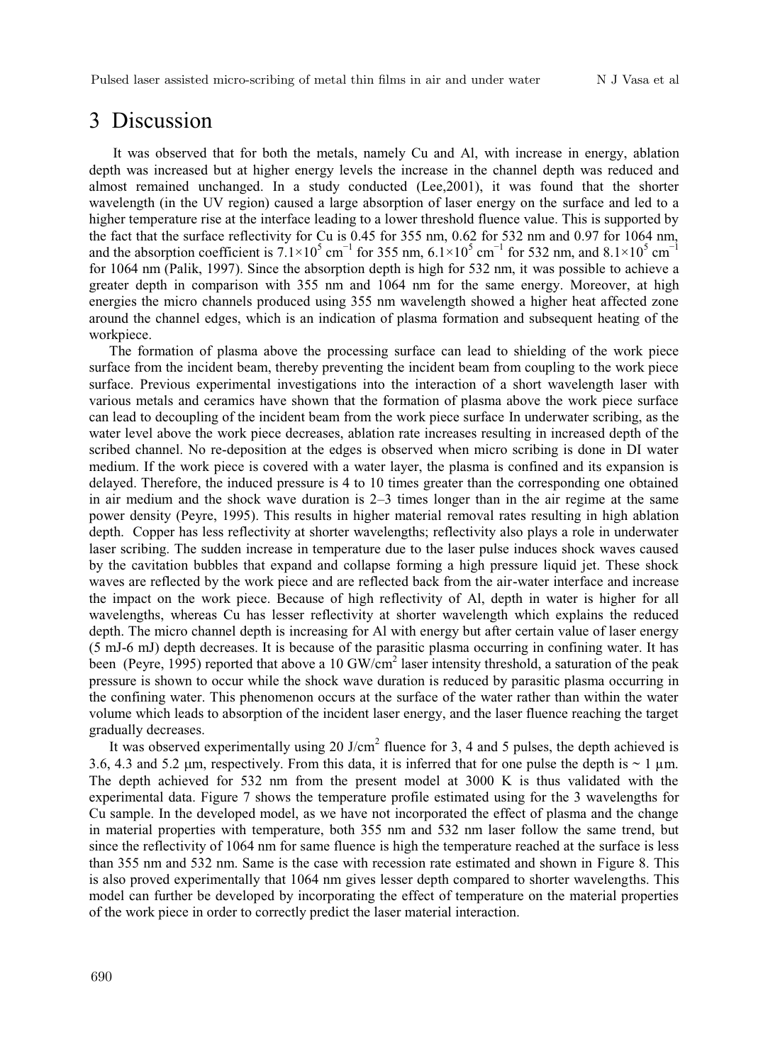# 3 Discussion

It was observed that for both the metals, namely Cu and Al, with increase in energy, ablation depth was increased but at higher energy levels the increase in the channel depth was reduced and almost remained unchanged. In a study conducted (Lee,2001), it was found that the shorter wavelength (in the UV region) caused a large absorption of laser energy on the surface and led to a higher temperature rise at the interface leading to a lower threshold fluence value. This is supported by the fact that the surface reflectivity for Cu is 0.45 for 355 nm, 0.62 for 532 nm and 0.97 for 1064 nm, and the absorption coefficient is $7.1\times10^5$ cm$^{-1}$ for 355 nm, $6.1\times10^5$ cm$^{-1}$ for 532 nm, and $8.1\times10^5$ cm$^{-1}$ for 1064 nm (Palik, 1997). Since the absorption depth is high for 532 nm, it was possible to achieve a greater depth in comparison with 355 nm and 1064 nm for the same energy. Moreover, at high energies the micro channels produced using 355 nm wavelength showed a higher heat affected zone around the channel edges, which is an indication of plasma formation and subsequent heating of the workpiece.

The formation of plasma above the processing surface can lead to shielding of the work piece surface from the incident beam, thereby preventing the incident beam from coupling to the work piece surface. Previous experimental investigations into the interaction of a short wavelength laser with various metals and ceramics have shown that the formation of plasma above the work piece surface can lead to decoupling of the incident beam from the work piece surface In underwater scribing, as the water level above the work piece decreases, ablation rate increases resulting in increased depth of the scribed channel. No re-deposition at the edges is observed when micro scribing is done in DI water medium. If the work piece is covered with a water layer, the plasma is confined and its expansion is delayed. Therefore, the induced pressure is 4 to 10 times greater than the corresponding one obtained in air medium and the shock wave duration is 2–3 times longer than in the air regime at the same power density (Peyre, 1995). This results in higher material removal rates resulting in high ablation depth. Copper has less reflectivity at shorter wavelengths; reflectivity also plays a role in underwater laser scribing. The sudden increase in temperature due to the laser pulse induces shock waves caused by the cavitation bubbles that expand and collapse forming a high pressure liquid jet. These shock waves are reflected by the work piece and are reflected back from the air-water interface and increase the impact on the work piece. Because of high reflectivity of Al, depth in water is higher for all wavelengths, whereas Cu has lesser reflectivity at shorter wavelength which explains the reduced depth. The micro channel depth is increasing for Al with energy but after certain value of laser energy (5 mJ-6 mJ) depth decreases. It is because of the parasitic plasma occurring in confining water. It has been (Peyre, 1995) reported that above a 10 GW/cm$^2$ laser intensity threshold, a saturation of the peak pressure is shown to occur while the shock wave duration is reduced by parasitic plasma occurring in the confining water. This phenomenon occurs at the surface of the water rather than within the water volume which leads to absorption of the incident laser energy, and the laser fluence reaching the target gradually decreases.

It was observed experimentally using 20 J/cm$^2$ fluence for 3, 4 and 5 pulses, the depth achieved is 3.6, 4.3 and 5.2 μm, respectively. From this data, it is inferred that for one pulse the depth is ~ 1 μm. The depth achieved for 532 nm from the present model at 3000 K is thus validated with the experimental data. Figure 7 shows the temperature profile estimated using for the 3 wavelengths for Cu sample. In the developed model, as we have not incorporated the effect of plasma and the change in material properties with temperature, both 355 nm and 532 nm laser follow the same trend, but since the reflectivity of 1064 nm for same fluence is high the temperature reached at the surface is less than 355 nm and 532 nm. Same is the case with recession rate estimated and shown in Figure 8. This is also proved experimentally that 1064 nm gives lesser depth compared to shorter wavelengths. This model can further be developed by incorporating the effect of temperature on the material properties of the work piece in order to correctly predict the laser material interaction.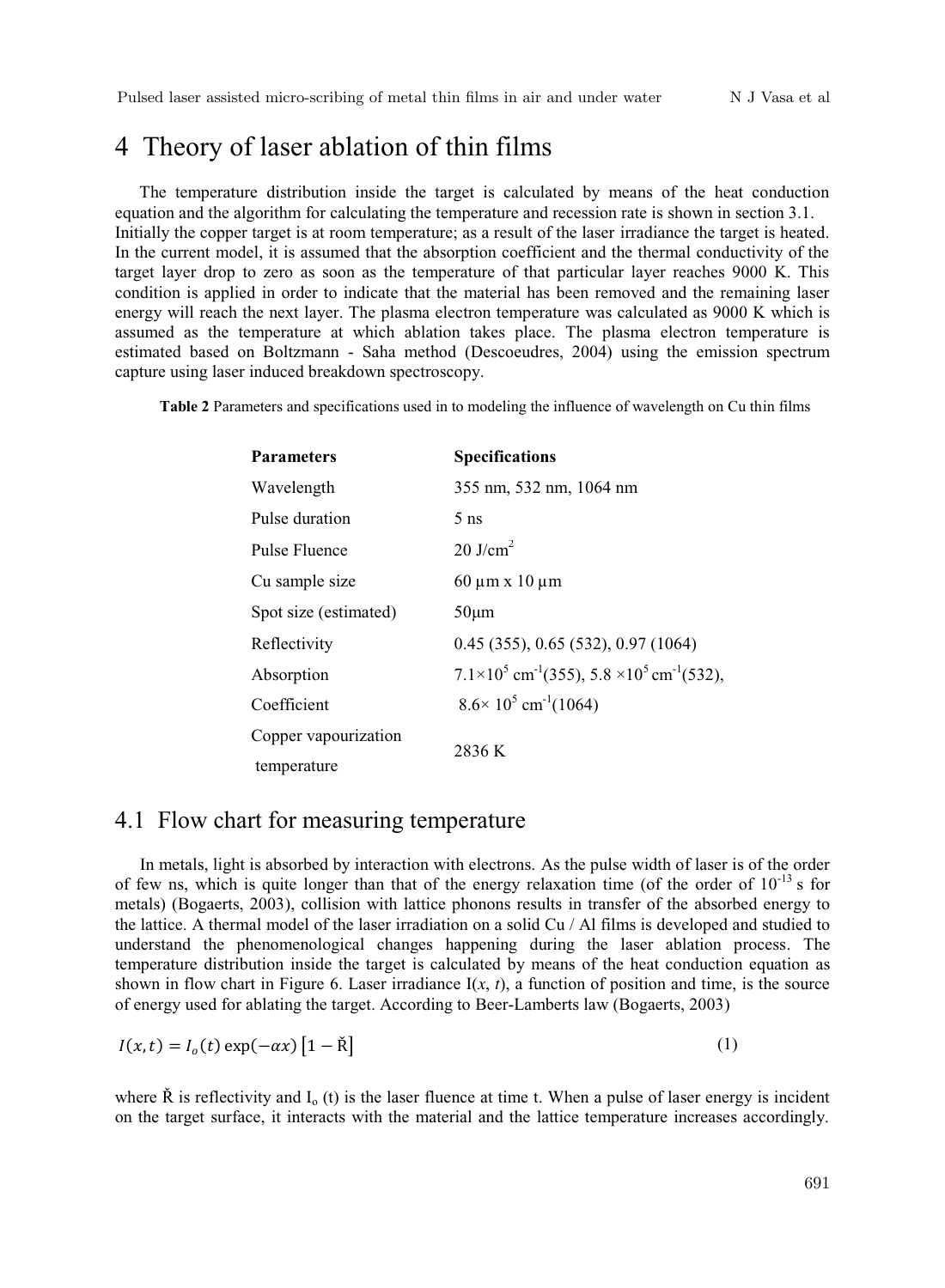# 4 Theory of laser ablation of thin films

The temperature distribution inside the target is calculated by means of the heat conduction equation and the algorithm for calculating the temperature and recession rate is shown in section 3.1. Initially the copper target is at room temperature; as a result of the laser irradiance the target is heated. In the current model, it is assumed that the absorption coefficient and the thermal conductivity of the target layer drop to zero as soon as the temperature of that particular layer reaches 9000 K. This condition is applied in order to indicate that the material has been removed and the remaining laser energy will reach the next layer. The plasma electron temperature was calculated as 9000 K which is assumed as the temperature at which ablation takes place. The plasma electron temperature is estimated based on Boltzmann - Saha method (Descoeudres, 2004) using the emission spectrum capture using laser induced breakdown spectroscopy.

**Table 2** Parameters and specifications used in to modeling the influence of wavelength on Cu thin films

| **Parameters** | **Specifications** |
|---|---|
| Wavelength | 355 nm, 532 nm, 1064 nm |
| Pulse duration | 5 ns |
| Pulse Fluence | 20 J/cm$^2$ |
| Cu sample size | 60 μm x 10 μm |
| Spot size (estimated) | 50μm |
| Reflectivity | 0.45 (355), 0.65 (532), 0.97 (1064) |
| Absorption Coefficient | $7.1\times10^5$ cm$^{-1}$(355), $5.8\times10^5$ cm$^{-1}$(532), $8.6\times10^5$ cm$^{-1}$(1064) |
| Copper vapourization temperature | 2836 K |

## 4.1 Flow chart for measuring temperature

In metals, light is absorbed by interaction with electrons. As the pulse width of laser is of the order of few ns, which is quite longer than that of the energy relaxation time (of the order of $10^{-13}$ s for metals) (Bogaerts, 2003), collision with lattice phonons results in transfer of the absorbed energy to the lattice. A thermal model of the laser irradiation on a solid Cu / Al films is developed and studied to understand the phenomenological changes happening during the laser ablation process. The temperature distribution inside the target is calculated by means of the heat conduction equation as shown in flow chart in Figure 6. Laser irradiance I(*x*, *t*), a function of position and time, is the source of energy used for ablating the target. According to Beer-Lamberts law (Bogaerts, 2003)

$$I(x,t) = I_o(t)\exp(-\alpha x)\left[1 - \check{R}\right] \tag{1}$$

where $\check{R}$ is reflectivity and $I_o$ (t) is the laser fluence at time t. When a pulse of laser energy is incident on the target surface, it interacts with the material and the lattice temperature increases accordingly.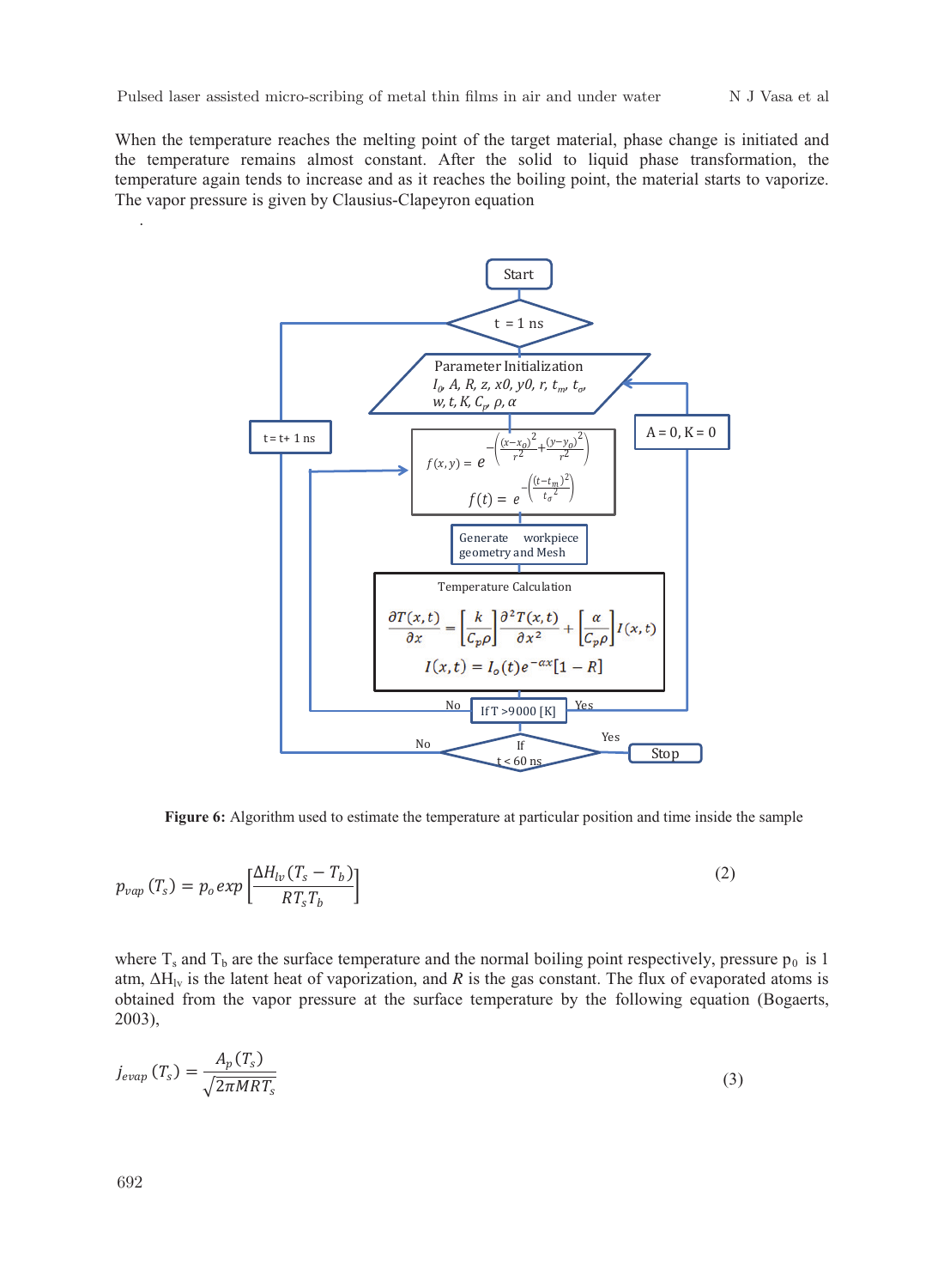When the temperature reaches the melting point of the target material, phase change is initiated and the temperature remains almost constant. After the solid to liquid phase transformation, the temperature again tends to increase and as it reaches the boiling point, the material starts to vaporize. The vapor pressure is given by Clausius-Clapeyron equation

Start

t = 1 ns

Parameter Initialization
$I_0$, $A$, $R$, $z$, $x0$, $y0$, $r$, $t_m$, $t_\sigma$, $w$, $t$, $K$, $C_p$, $\rho$, $\alpha$

t = t+ 1 ns

A = 0, K = 0

$$f(x,y) = e^{-\left(\frac{(x-x_0)^2}{r^2}+\frac{(y-y_0)^2}{r^2}\right)}$$

$$f(t) = e^{-\left(\frac{(t-t_m)^2}{t_\sigma^2}\right)}$$

Generate workpiece geometry and Mesh

Temperature Calculation

$$\frac{\partial T(x,t)}{\partial x} = \left[\frac{k}{C_p\rho}\right]\frac{\partial^2 T(x,t)}{\partial x^2} + \left[\frac{\alpha}{C_p\rho}\right] I(x,t)$$

$$I(x,t) = I_o(t)e^{-\alpha x}[1-R]$$

No — If T > 9000 [K] — Yes

No — If t < 60 ns — Yes — Stop

**Figure 6:** Algorithm used to estimate the temperature at particular position and time inside the sample

$$p_{vap}(T_s) = p_o exp\left[\frac{\Delta H_{lv}(T_s - T_b)}{RT_sT_b}\right] \quad (2)$$

where $T_s$ and $T_b$ are the surface temperature and the normal boiling point respectively, pressure $p_0$ is 1 atm, $\Delta H_{lv}$ is the latent heat of vaporization, and $R$ is the gas constant. The flux of evaporated atoms is obtained from the vapor pressure at the surface temperature by the following equation (Bogaerts, 2003),

$$j_{evap}(T_s) = \frac{A_p(T_s)}{\sqrt{2\pi MRT_s}} \quad (3)$$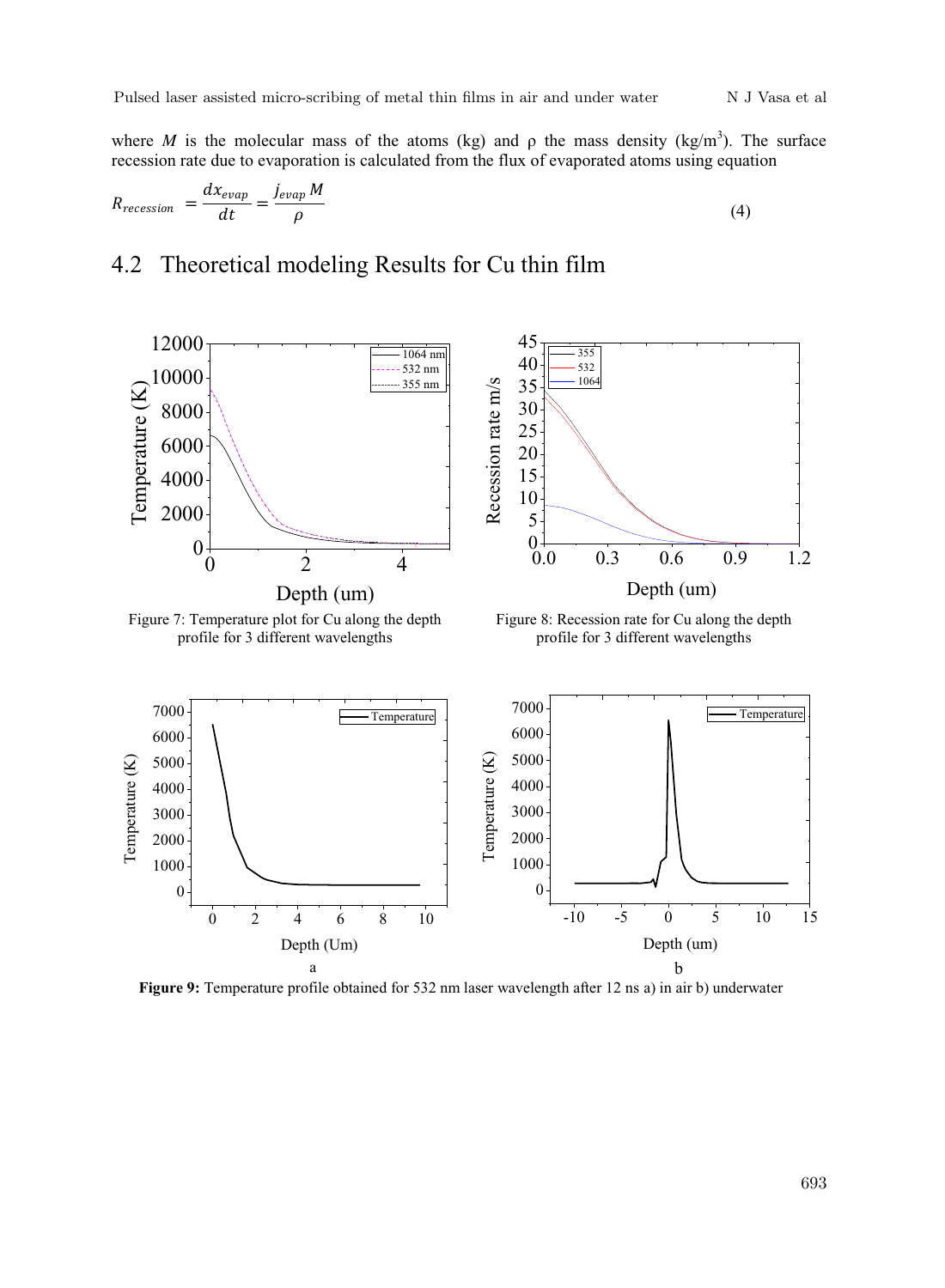where $M$ is the molecular mass of the atoms (kg) and ρ the mass density (kg/m$^3$). The surface recession rate due to evaporation is calculated from the flux of evaporated atoms using equation

$$R_{recession} = \frac{dx_{evap}}{dt} = \frac{j_{evap}\, M}{\rho} \tag{4}$$

## 4.2 Theoretical modeling Results for Cu thin film

Figure 7: Temperature plot for Cu along the depth profile for 3 different wavelengths

Figure 8: Recession rate for Cu along the depth profile for 3 different wavelengths

**Figure 9:** Temperature profile obtained for 532 nm laser wavelength after 12 ns a) in air b) underwater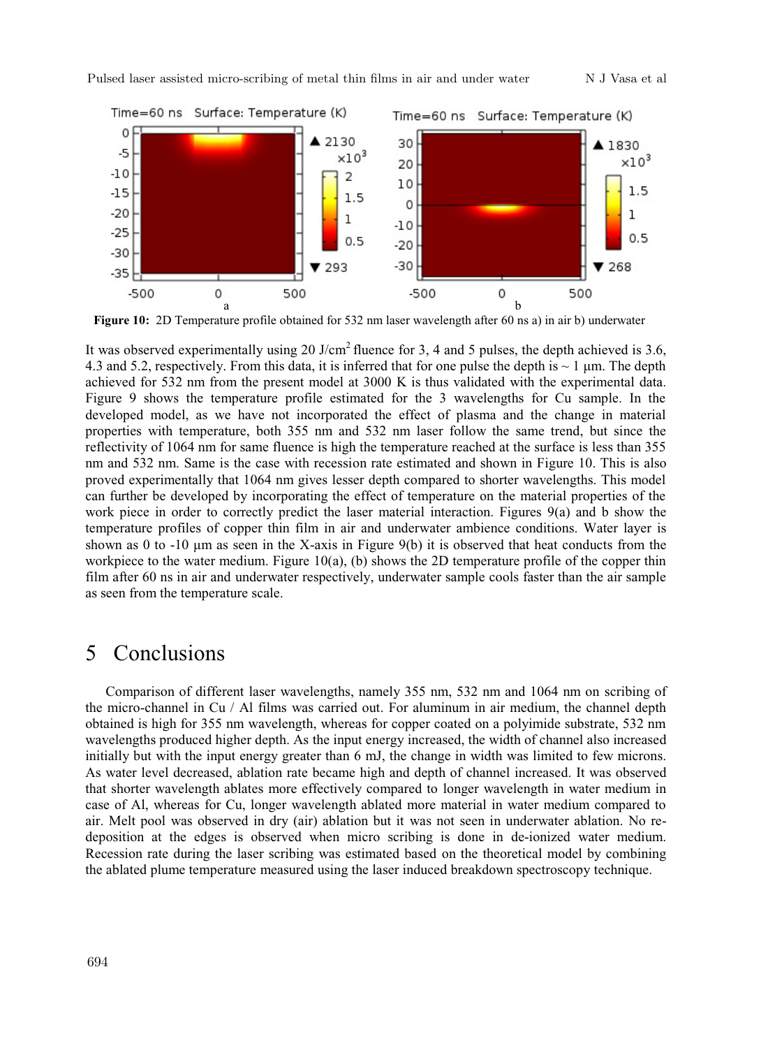Figure 10: 2D Temperature profile obtained for 532 nm laser wavelength after 60 ns a) in air b) underwater

It was observed experimentally using 20 J/cm$^2$ fluence for 3, 4 and 5 pulses, the depth achieved is 3.6, 4.3 and 5.2, respectively. From this data, it is inferred that for one pulse the depth is ~ 1 μm. The depth achieved for 532 nm from the present model at 3000 K is thus validated with the experimental data. Figure 9 shows the temperature profile estimated for the 3 wavelengths for Cu sample. In the developed model, as we have not incorporated the effect of plasma and the change in material properties with temperature, both 355 nm and 532 nm laser follow the same trend, but since the reflectivity of 1064 nm for same fluence is high the temperature reached at the surface is less than 355 nm and 532 nm. Same is the case with recession rate estimated and shown in Figure 10. This is also proved experimentally that 1064 nm gives lesser depth compared to shorter wavelengths. This model can further be developed by incorporating the effect of temperature on the material properties of the work piece in order to correctly predict the laser material interaction. Figures 9(a) and b show the temperature profiles of copper thin film in air and underwater ambience conditions. Water layer is shown as 0 to -10 μm as seen in the X-axis in Figure 9(b) it is observed that heat conducts from the workpiece to the water medium. Figure 10(a), (b) shows the 2D temperature profile of the copper thin film after 60 ns in air and underwater respectively, underwater sample cools faster than the air sample as seen from the temperature scale.

# 5 Conclusions

Comparison of different laser wavelengths, namely 355 nm, 532 nm and 1064 nm on scribing of the micro-channel in Cu / Al films was carried out. For aluminum in air medium, the channel depth obtained is high for 355 nm wavelength, whereas for copper coated on a polyimide substrate, 532 nm wavelengths produced higher depth. As the input energy increased, the width of channel also increased initially but with the input energy greater than 6 mJ, the change in width was limited to few microns. As water level decreased, ablation rate became high and depth of channel increased. It was observed that shorter wavelength ablates more effectively compared to longer wavelength in water medium in case of Al, whereas for Cu, longer wavelength ablated more material in water medium compared to air. Melt pool was observed in dry (air) ablation but it was not seen in underwater ablation. No re-deposition at the edges is observed when micro scribing is done in de-ionized water medium. Recession rate during the laser scribing was estimated based on the theoretical model by combining the ablated plume temperature measured using the laser induced breakdown spectroscopy technique.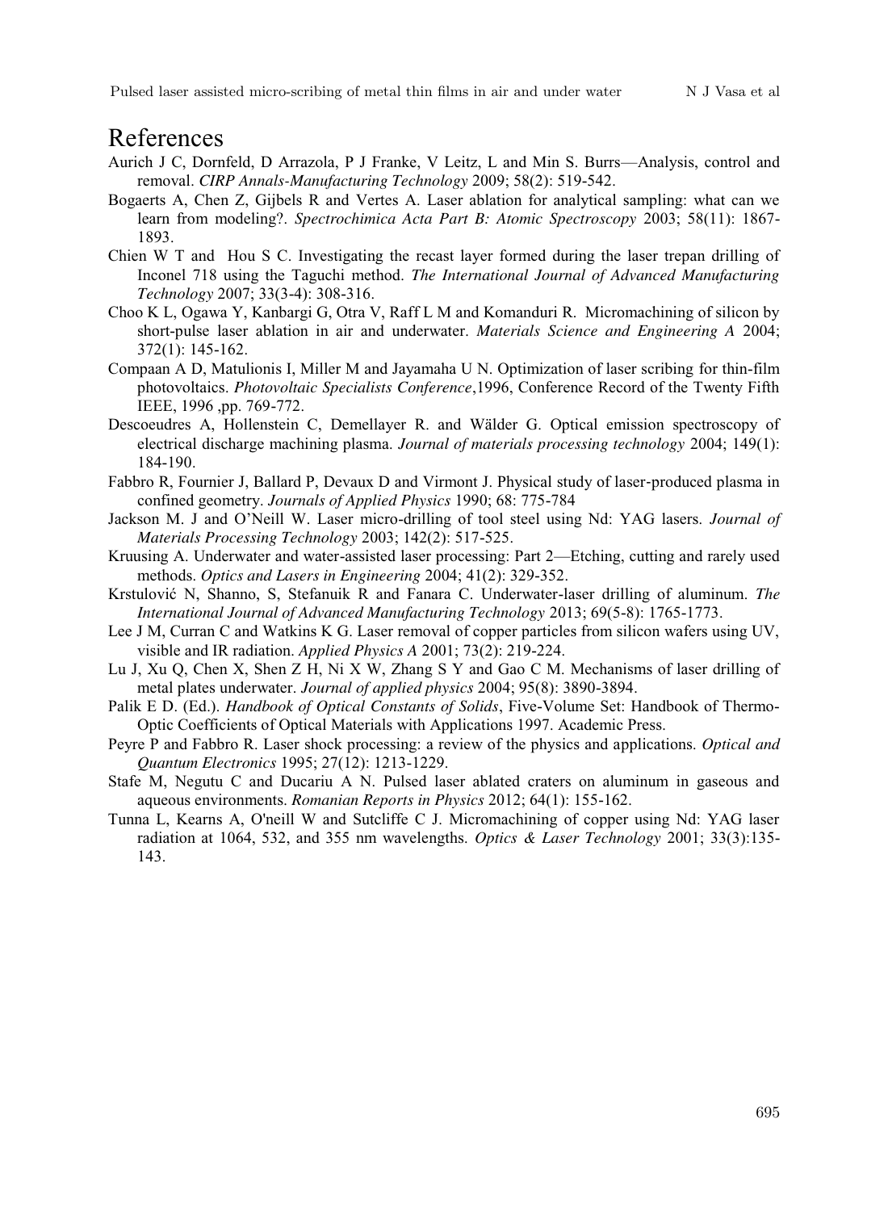# References

Aurich J C, Dornfeld, D Arrazola, P J Franke, V Leitz, L and Min S. Burrs—Analysis, control and removal. *CIRP Annals-Manufacturing Technology* 2009; 58(2): 519-542.

Bogaerts A, Chen Z, Gijbels R and Vertes A. Laser ablation for analytical sampling: what can we learn from modeling?. *Spectrochimica Acta Part B: Atomic Spectroscopy* 2003; 58(11): 1867-1893.

Chien W T and Hou S C. Investigating the recast layer formed during the laser trepan drilling of Inconel 718 using the Taguchi method. *The International Journal of Advanced Manufacturing Technology* 2007; 33(3-4): 308-316.

Choo K L, Ogawa Y, Kanbargi G, Otra V, Raff L M and Komanduri R. Micromachining of silicon by short-pulse laser ablation in air and underwater. *Materials Science and Engineering A* 2004; 372(1): 145-162.

Compaan A D, Matulionis I, Miller M and Jayamaha U N. Optimization of laser scribing for thin-film photovoltaics. *Photovoltaic Specialists Conference*,1996, Conference Record of the Twenty Fifth IEEE, 1996 ,pp. 769-772.

Descoeudres A, Hollenstein C, Demellayer R. and Wälder G. Optical emission spectroscopy of electrical discharge machining plasma. *Journal of materials processing technology* 2004; 149(1): 184-190.

Fabbro R, Fournier J, Ballard P, Devaux D and Virmont J. Physical study of laser-produced plasma in confined geometry. *Journals of Applied Physics* 1990; 68: 775-784

Jackson M. J and O'Neill W. Laser micro-drilling of tool steel using Nd: YAG lasers. *Journal of Materials Processing Technology* 2003; 142(2): 517-525.

Kruusing A. Underwater and water-assisted laser processing: Part 2—Etching, cutting and rarely used methods. *Optics and Lasers in Engineering* 2004; 41(2): 329-352.

Krstulović N, Shanno, S, Stefanuik R and Fanara C. Underwater-laser drilling of aluminum. *The International Journal of Advanced Manufacturing Technology* 2013; 69(5-8): 1765-1773.

Lee J M, Curran C and Watkins K G. Laser removal of copper particles from silicon wafers using UV, visible and IR radiation. *Applied Physics A* 2001; 73(2): 219-224.

Lu J, Xu Q, Chen X, Shen Z H, Ni X W, Zhang S Y and Gao C M. Mechanisms of laser drilling of metal plates underwater. *Journal of applied physics* 2004; 95(8): 3890-3894.

Palik E D. (Ed.). *Handbook of Optical Constants of Solids*, Five-Volume Set: Handbook of Thermo-Optic Coefficients of Optical Materials with Applications 1997. Academic Press.

Peyre P and Fabbro R. Laser shock processing: a review of the physics and applications. *Optical and Quantum Electronics* 1995; 27(12): 1213-1229.

Stafe M, Negutu C and Ducariu A N. Pulsed laser ablated craters on aluminum in gaseous and aqueous environments. *Romanian Reports in Physics* 2012; 64(1): 155-162.

Tunna L, Kearns A, O'neill W and Sutcliffe C J. Micromachining of copper using Nd: YAG laser radiation at 1064, 532, and 355 nm wavelengths. *Optics & Laser Technology* 2001; 33(3):135-143.